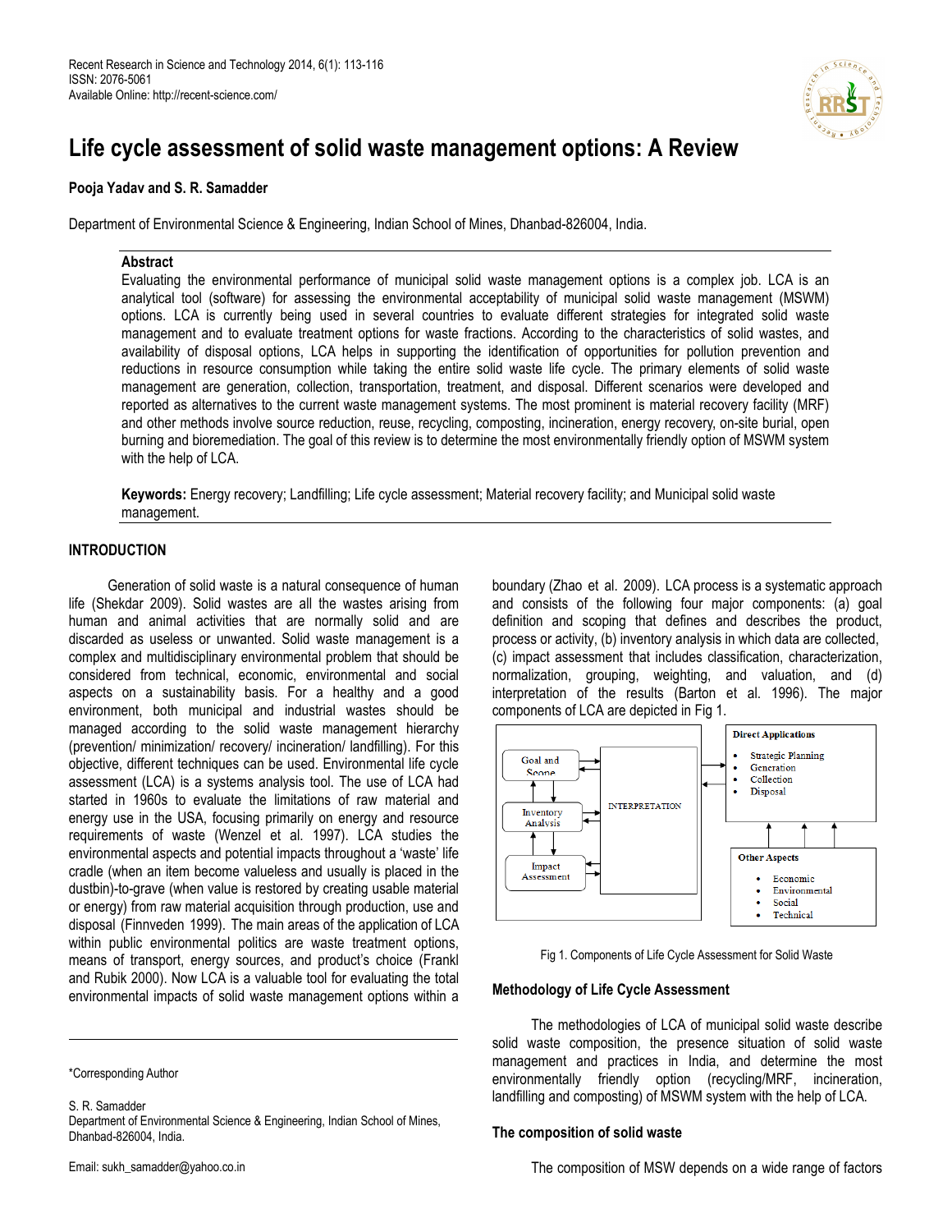# Life cycle assessment of solid waste management options: A Review

**Pooja Yadav and S. R. Samadder**

Department of Environmental Science & Engineering, Indian School of Mines, Dhanbad-826004, India.

## Abstract

Evaluating the environmental performance of municipal solid waste management options is a complex job. LCA is an analytical tool (software) for assessing the environmental acceptability of municipal solid waste management (MSWM) options. LCA is currently being used in several countries to evaluate different strategies for integrated solid waste management and to evaluate treatment options for waste fractions. According to the characteristics of solid wastes, and availability of disposal options, LCA helps in supporting the identification of opportunities for pollution prevention and reductions in resource consumption while taking the entire solid waste life cycle. The primary elements of solid waste management are generation, collection, transportation, treatment, and disposal. Different scenarios were developed and reported as alternatives to the current waste management systems. The most prominent is material recovery facility (MRF) and other methods involve source reduction, reuse, recycling, composting, incineration, energy recovery, on-site burial, open burning and bioremediation. The goal of this review is to determine the most environmentally friendly option of MSWM system with the help of LCA.

**Keywords:** Energy recovery; Landfilling; Life cycle assessment; Material recovery facility; and Municipal solid waste management.

## INTRODUCTION

Generation of solid waste is a natural consequence of human life (Shekdar 2009). Solid wastes are all the wastes arising from human and animal activities that are normally solid and are discarded as useless or unwanted. Solid waste management is a complex and multidisciplinary environmental problem that should be considered from technical, economic, environmental and social aspects on a sustainability basis. For a healthy and a good environment, both municipal and industrial wastes should be managed according to the solid waste management hierarchy (prevention/ minimization/ recovery/ incineration/ landfilling). For this objective, different techniques can be used. Environmental life cycle assessment (LCA) is a systems analysis tool. The use of LCA had started in 1960s to evaluate the limitations of raw material and energy use in the USA, focusing primarily on energy and resource requirements of waste (Wenzel et al. 1997). LCA studies the environmental aspects and potential impacts throughout a 'waste' life cradle (when an item become valueless and usually is placed in the dustbin)-to-grave (when value is restored by creating usable material or energy) from raw material acquisition through production, use and disposal (Finnveden 1999). The main areas of the application of LCA within public environmental politics are waste treatment options, means of transport, energy sources, and product's choice (Frankl and Rubik 2000). Now LCA is a valuable tool for evaluating the total environmental impacts of solid waste management options within a boundary (Zhao et al. 2009). LCA process is a systematic approach and consists of the following four major components: (a) goal definition and scoping that defines and describes the product, process or activity, (b) inventory analysis in which data are collected, (c) impact assessment that includes classification, characterization, normalization, grouping, weighting, and valuation, and (d) interpretation of the results (Barton et al. 1996). The major components of LCA are depicted in Fig 1.

Goal and Scope

Inventory Analysis

Impact Assessment

INTERPRETATION

Direct Applications
- Strategic Planning
- Generation
- Collection
- Disposal

Other Aspects
- Economic
- Environmental
- Social
- Technical

Fig 1. Components of Life Cycle Assessment for Solid Waste

### Methodology of Life Cycle Assessment

The methodologies of LCA of municipal solid waste describe solid waste composition, the presence situation of solid waste management and practices in India, and determine the most environmentally friendly option (recycling/MRF, incineration, landfilling and composting) of MSWM system with the help of LCA.

### The composition of solid waste

The composition of MSW depends on a wide range of factors

\*Corresponding Author

S. R. Samadder
Department of Environmental Science & Engineering, Indian School of Mines, Dhanbad-826004, India.

Email: sukh_samadder@yahoo.co.in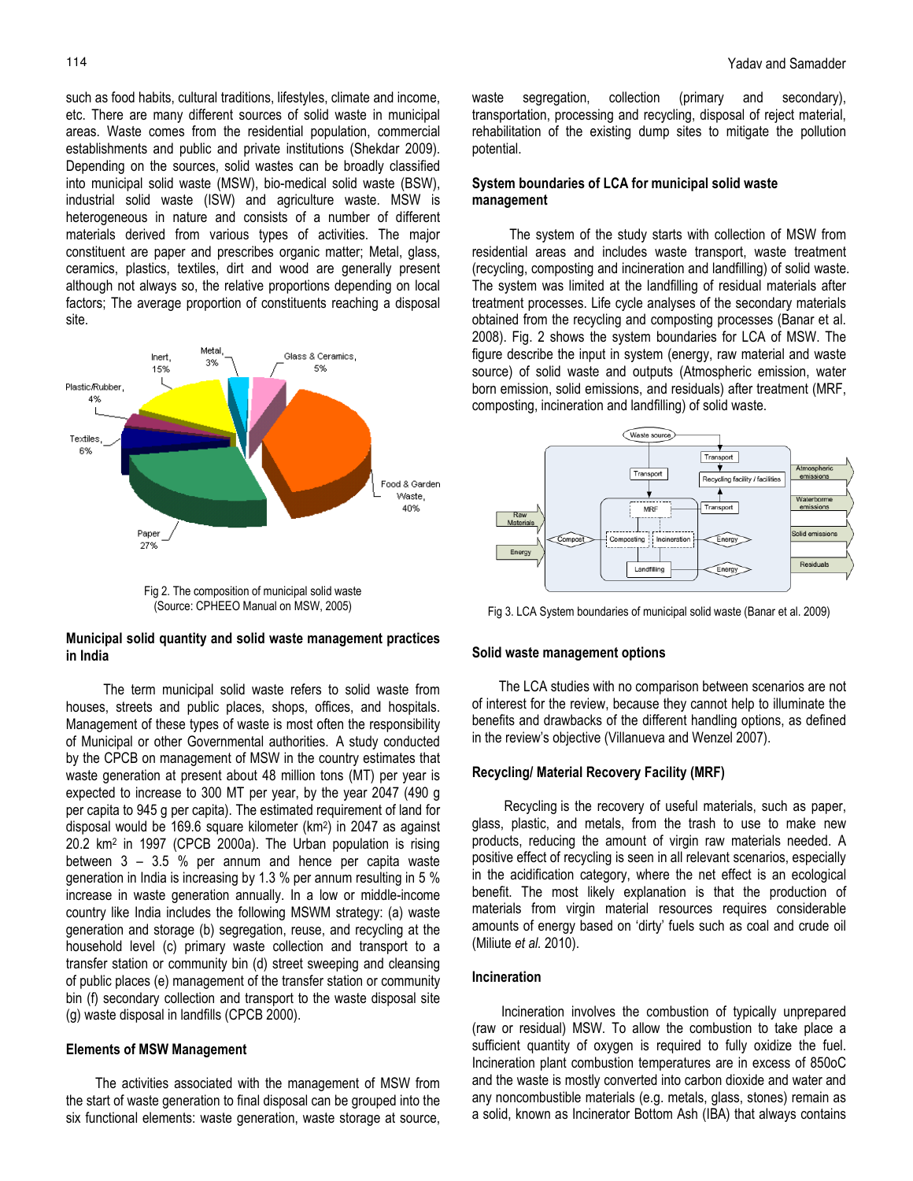such as food habits, cultural traditions, lifestyles, climate and income, etc. There are many different sources of solid waste in municipal areas. Waste comes from the residential population, commercial establishments and public and private institutions (Shekdar 2009). Depending on the sources, solid wastes can be broadly classified into municipal solid waste (MSW), bio-medical solid waste (BSW), industrial solid waste (ISW) and agriculture waste. MSW is heterogeneous in nature and consists of a number of different materials derived from various types of activities. The major constituent are paper and prescribes organic matter; Metal, glass, ceramics, plastics, textiles, dirt and wood are generally present although not always so, the relative proportions depending on local factors; The average proportion of constituents reaching a disposal site.

Fig 2. The composition of municipal solid waste
(Source: CPHEEO Manual on MSW, 2005)

## Municipal solid quantity and solid waste management practices in India

The term municipal solid waste refers to solid waste from houses, streets and public places, shops, offices, and hospitals. Management of these types of waste is most often the responsibility of Municipal or other Governmental authorities. A study conducted by the CPCB on management of MSW in the country estimates that waste generation at present about 48 million tons (MT) per year is expected to increase to 300 MT per year, by the year 2047 (490 g per capita to 945 g per capita). The estimated requirement of land for disposal would be 169.6 square kilometer (km$^2$) in 2047 as against 20.2 km$^2$ in 1997 (CPCB 2000a). The Urban population is rising between 3 – 3.5 % per annum and hence per capita waste generation in India is increasing by 1.3 % per annum resulting in 5 % increase in waste generation annually. In a low or middle-income country like India includes the following MSWM strategy: (a) waste generation and storage (b) segregation, reuse, and recycling at the household level (c) primary waste collection and transport to a transfer station or community bin (d) street sweeping and cleansing of public places (e) management of the transfer station or community bin (f) secondary collection and transport to the waste disposal site (g) waste disposal in landfills (CPCB 2000).

## Elements of MSW Management

The activities associated with the management of MSW from the start of waste generation to final disposal can be grouped into the six functional elements: waste generation, waste storage at source, waste segregation, collection (primary and secondary), transportation, processing and recycling, disposal of reject material, rehabilitation of the existing dump sites to mitigate the pollution potential.

## System boundaries of LCA for municipal solid waste management

The system of the study starts with collection of MSW from residential areas and includes waste transport, waste treatment (recycling, composting and incineration and landfilling) of solid waste. The system was limited at the landfilling of residual materials after treatment processes. Life cycle analyses of the secondary materials obtained from the recycling and composting processes (Banar et al. 2008). Fig. 2 shows the system boundaries for LCA of MSW. The figure describe the input in system (energy, raw material and waste source) of solid waste and outputs (Atmospheric emission, water born emission, solid emissions, and residuals) after treatment (MRF, composting, incineration and landfilling) of solid waste.

Fig 3. LCA System boundaries of municipal solid waste (Banar et al. 2009)

## Solid waste management options

The LCA studies with no comparison between scenarios are not of interest for the review, because they cannot help to illuminate the benefits and drawbacks of the different handling options, as defined in the review's objective (Villanueva and Wenzel 2007).

## Recycling/ Material Recovery Facility (MRF)

Recycling is the recovery of useful materials, such as paper, glass, plastic, and metals, from the trash to use to make new products, reducing the amount of virgin raw materials needed. A positive effect of recycling is seen in all relevant scenarios, especially in the acidification category, where the net effect is an ecological benefit. The most likely explanation is that the production of materials from virgin material resources requires considerable amounts of energy based on 'dirty' fuels such as coal and crude oil (Miliute *et al.* 2010).

## Incineration

Incineration involves the combustion of typically unprepared (raw or residual) MSW. To allow the combustion to take place a sufficient quantity of oxygen is required to fully oxidize the fuel. Incineration plant combustion temperatures are in excess of 850oC and the waste is mostly converted into carbon dioxide and water and any noncombustible materials (e.g. metals, glass, stones) remain as a solid, known as Incinerator Bottom Ash (IBA) that always contains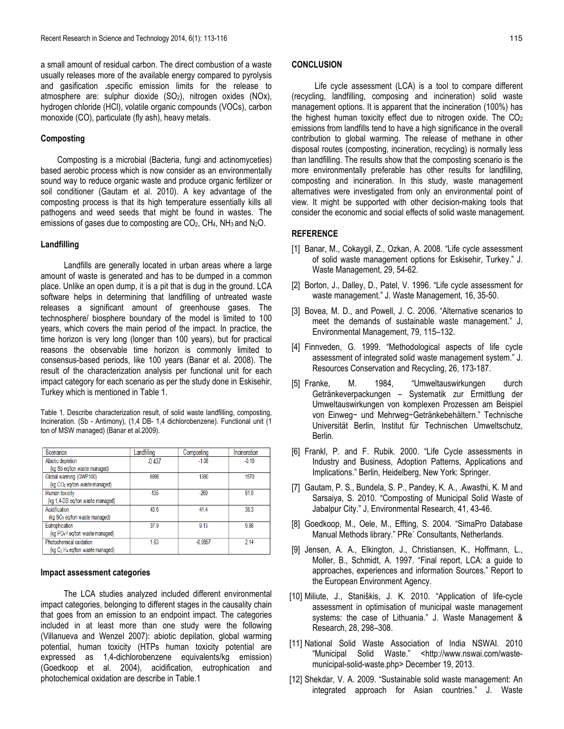a small amount of residual carbon. The direct combustion of a waste usually releases more of the available energy compared to pyrolysis and gasification .specific emission limits for the release to atmosphere are: sulphur dioxide ($SO_2$), nitrogen oxides (NOx), hydrogen chloride (HCl), volatile organic compounds (VOCs), carbon monoxide (CO), particulate (fly ash), heavy metals.

### Composting

Composting is a microbial (Bacteria, fungi and actinomyceties) based aerobic process which is now consider as an environmentally sound way to reduce organic waste and produce organic fertilizer or soil conditioner (Gautam et al. 2010). A key advantage of the composting process is that its high temperature essentially kills all pathogens and weed seeds that might be found in wastes. The emissions of gases due to composting are $CO_2$, $CH_4$, $NH_3$ and $N_2O$.

### Landfilling

Landfills are generally located in urban areas where a large amount of waste is generated and has to be dumped in a common place. Unlike an open dump, it is a pit that is dug in the ground. LCA software helps in determining that landfilling of untreated waste releases a significant amount of greenhouse gases. The technosphere/ biosphere boundary of the model is limited to 100 years, which covers the main period of the impact. In practice, the time horizon is very long (longer than 100 years), but for practical reasons the observable time horizon is commonly limited to consensus-based periods, like 100 years (Banar et al. 2008). The result of the characterization analysis per functional unit for each impact category for each scenario as per the study done in Eskisehir, Turkey which is mentioned in Table 1.

Table 1. Describe characterization result, of solid waste landfilling, composting, Incineration. (Sb - Antimony), (1,4 DB- 1,4 dichlorobenzene). Functional unit (1 ton of MSW managed) (Banar et al.2009).

| Scenarios | Landfilling | Composting | Incineration |
|---|---|---|---|
| Abiotic depletion (kg Sb eq/ton waste managed) | -0.437 | -1.08 | -0.16 |
| Global warming (GWP100) (kg $CO_2$ eq/ton waste managed) | 6990 | 1360 | 1570 |
| Human toxicity (kg 1,4-DB eq/ton waste managed) | -135 | -269 | 91.9 |
| Acidification (kg $SO_2$ eq/ton waste managed) | 43.6 | 41.4 | 38.3 |
| Eutrophication (kg $PO_4^{-3}$ eq/ton waste managed) | 37.9 | 9.13 | 9.98 |
| Photochemical oxidation (kg $C_2H_4$ eq/ton waste managed) | 1.63 | -0.0857 | 2.14 |

### Impact assessment categories

The LCA studies analyzed included different environmental impact categories, belonging to different stages in the causality chain that goes from an emission to an endpoint impact. The categories included in at least more than one study were the following (Villanueva and Wenzel 2007): abiotic depilation, global warming potential, human toxicity (HTPs human toxicity potential are expressed as 1,4-dichlorobenzene equivalents/kg emission) (Goedkoop et al. 2004), acidification, eutrophication and photochemical oxidation are describe in Table.1

### CONCLUSION

Life cycle assessment (LCA) is a tool to compare different (recycling, landfilling, composing and incineration) solid waste management options. It is apparent that the incineration (100%) has the highest human toxicity effect due to nitrogen oxide. The $CO_2$ emissions from landfills tend to have a high significance in the overall contribution to global warming. The release of methane in other disposal routes (composting, incineration, recycling) is normally less than landfilling. The results show that the composting scenario is the more environmentally preferable has other results for landfilling, composting and incineration. In this study, waste management alternatives were investigated from only an environmental point of view. It might be supported with other decision-making tools that consider the economic and social effects of solid waste management.

### REFERENCE

[1] Banar, M., Cokaygil, Z., Ozkan, A. 2008. "Life cycle assessment of solid waste management options for Eskisehir, Turkey." J. Waste Management, 29, 54-62.

[2] Borton, J., Dalley, D., Patel, V. 1996. "Life cycle assessment for waste management." J. Waste Management, 16, 35-50.

[3] Bovea, M. D., and Powell, J. C. 2006. "Alternative scenarios to meet the demands of sustainable waste management." J, Environmental Management, 79, 115–132.

[4] Finnveden, G. 1999. "Methodological aspects of life cycle assessment of integrated solid waste management system." J. Resources Conservation and Recycling, 26, 173-187.

[5] Franke, M. 1984, "Umweltauswirkungen durch Getränkeverpackungen – Systematik zur Ermittlung der Umweltauswirkungen von komplexen Prozessen am Beispiel von Einweg− und Mehrweg−Getränkebehältern." Technische Universität Berlin, Institut für Technischen Umweltschutz, Berlin.

[6] Frankl, P. and F. Rubik. 2000. "Life Cycle assessments in Industry and Business, Adoption Patterns, Applications and Implications." Berlin, Heidelberg, New York: Springer.

[7] Gautam, P. S., Bundela, S. P., Pandey, K. A., .Awasthi, K. M and Sarsaiya, S. 2010. "Composting of Municipal Solid Waste of Jabalpur City." J, Environmental Research, 41, 43-46.

[8] Goedkoop, M., Oele, M., Effting, S. 2004. "SimaPro Database Manual Methods library." PRe´ Consultants, Netherlands.

[9] Jensen, A. A., Elkington, J., Christiansen, K., Hoffmann, L., Moller, B., Schmidt, A. 1997. "Final report, LCA: a guide to approaches, experiences and information Sources." Report to the European Environment Agency.

[10] Miliute, J., Staniškis, J. K. 2010. "Application of life-cycle assessment in optimisation of municipal waste management systems: the case of Lithuania." J. Waste Management & Research, 28, 298–308.

[11] National Solid Waste Association of India NSWAI. 2010 "Municipal Solid Waste." <http://www.nswai.com/waste-municipal-solid-waste.php> December 19, 2013.

[12] Shekdar, V. A. 2009. "Sustainable solid waste management: An integrated approach for Asian countries." J. Waste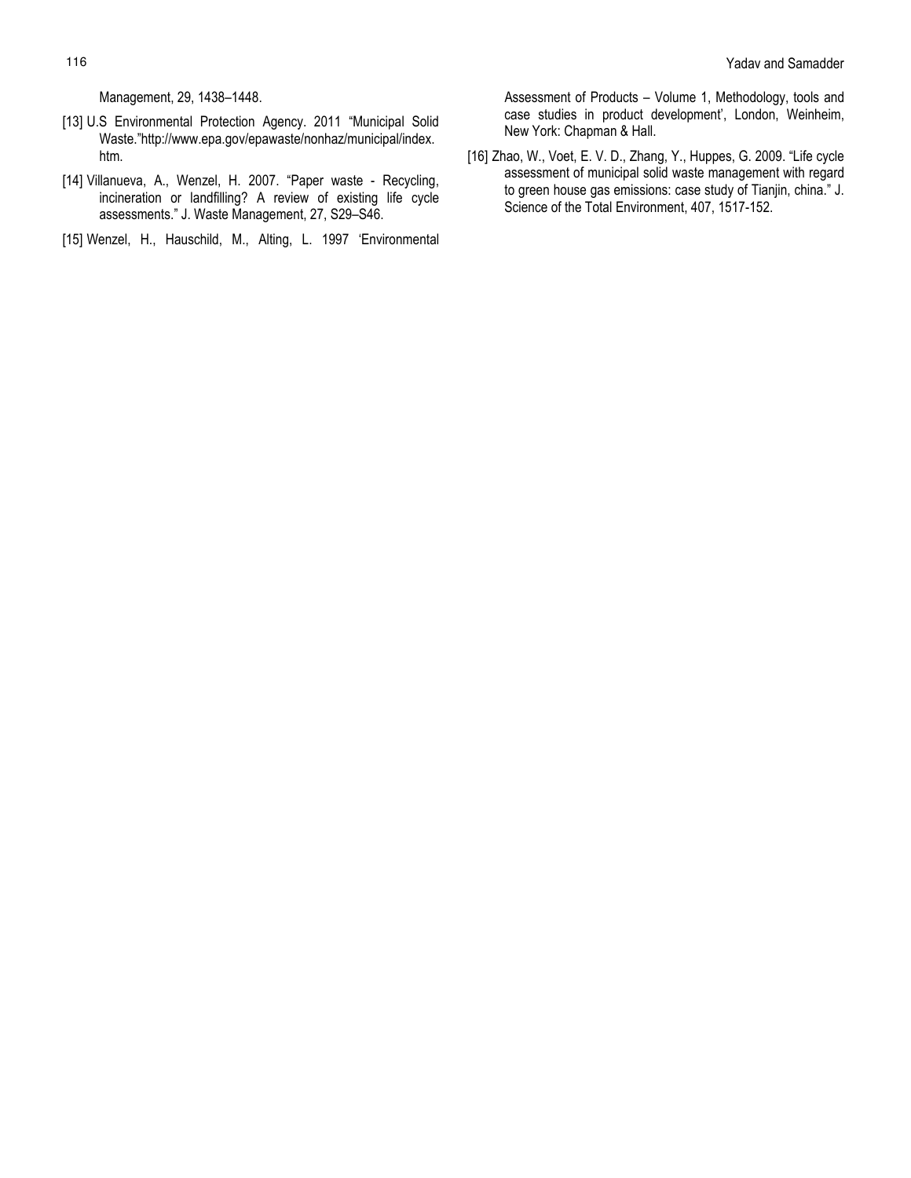Management, 29, 1438–1448.

[13] U.S Environmental Protection Agency. 2011 "Municipal Solid Waste."http://www.epa.gov/epawaste/nonhaz/municipal/index.htm.

[14] Villanueva, A., Wenzel, H. 2007. "Paper waste - Recycling, incineration or landfilling? A review of existing life cycle assessments." J. Waste Management, 27, S29–S46.

[15] Wenzel, H., Hauschild, M., Alting, L. 1997 'Environmental Assessment of Products – Volume 1, Methodology, tools and case studies in product development', London, Weinheim, New York: Chapman & Hall.

[16] Zhao, W., Voet, E. V. D., Zhang, Y., Huppes, G. 2009. "Life cycle assessment of municipal solid waste management with regard to green house gas emissions: case study of Tianjin, china." J. Science of the Total Environment, 407, 1517-152.